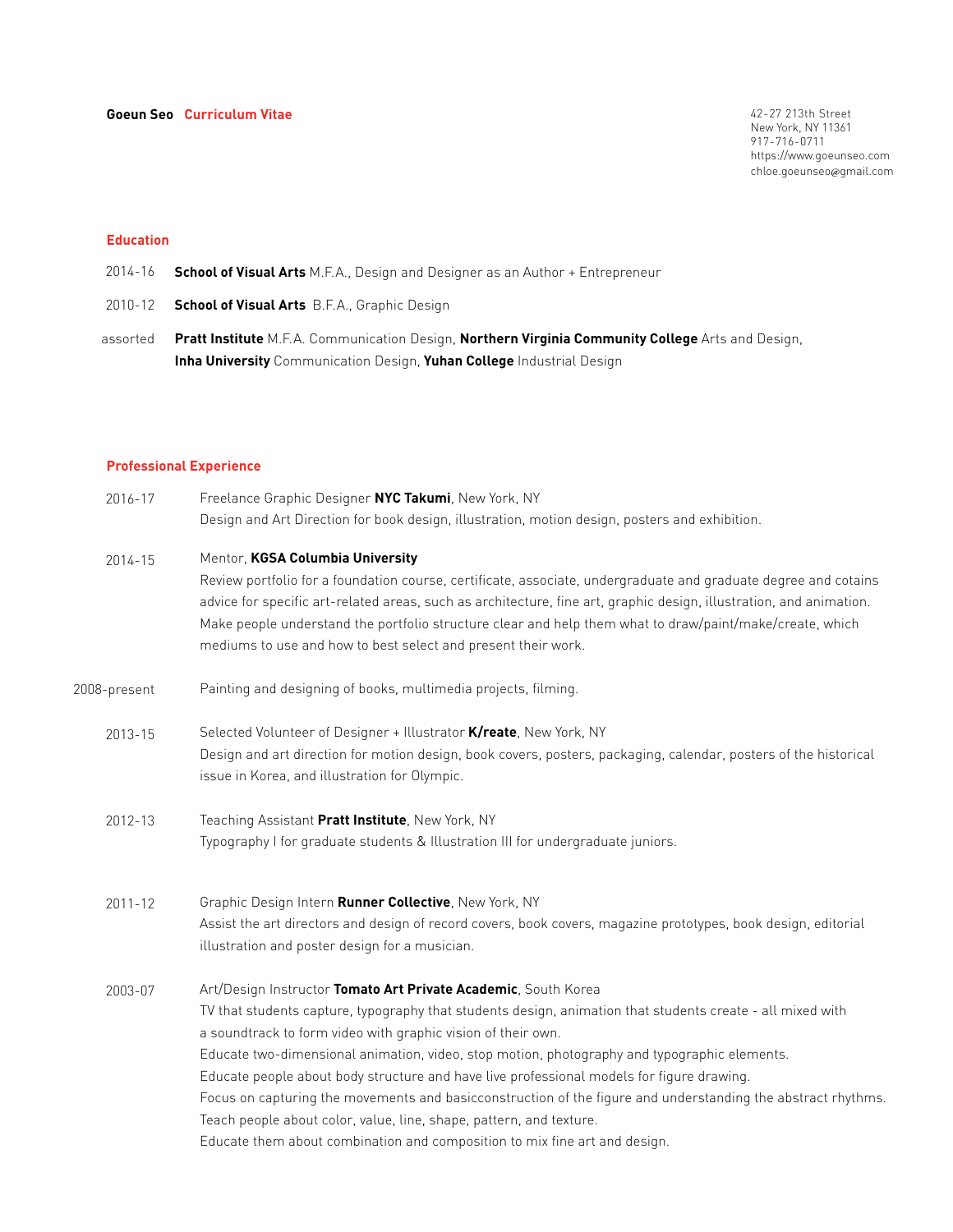**Goeun Seo** **Curriculum Vitae**

42-27 213th Street
New York, NY 11361
917-716-0711
https://www.goeunseo.com
chloe.goeunseo@gmail.com

## Education

2014-16 **School of Visual Arts** M.F.A., Design and Designer as an Author + Entrepreneur

2010-12 **School of Visual Arts** B.F.A., Graphic Design

assorted **Pratt Institute** M.F.A. Communication Design, **Northern Virginia Community College** Arts and Design, **Inha University** Communication Design, **Yuhan College** Industrial Design

## Professional Experience

2016-17 Freelance Graphic Designer **NYC Takumi**, New York, NY
Design and Art Direction for book design, illustration, motion design, posters and exhibition.

2014-15 Mentor, **KGSA Columbia University**
Review portfolio for a foundation course, certificate, associate, undergraduate and graduate degree and cotains advice for specific art-related areas, such as architecture, fine art, graphic design, illustration, and animation. Make people understand the portfolio structure clear and help them what to draw/paint/make/create, which mediums to use and how to best select and present their work.

2008-present Painting and designing of books, multimedia projects, filming.

2013-15 Selected Volunteer of Designer + Illustrator **K/reate**, New York, NY
Design and art direction for motion design, book covers, posters, packaging, calendar, posters of the historical issue in Korea, and illustration for Olympic.

2012-13 Teaching Assistant **Pratt Institute**, New York, NY
Typography I for graduate students & Illustration III for undergraduate juniors.

2011-12 Graphic Design Intern **Runner Collective**, New York, NY
Assist the art directors and design of record covers, book covers, magazine prototypes, book design, editorial illustration and poster design for a musician.

2003-07 Art/Design Instructor **Tomato Art Private Academic**, South Korea
TV that students capture, typography that students design, animation that students create - all mixed with a soundtrack to form video with graphic vision of their own.
Educate two-dimensional animation, video, stop motion, photography and typographic elements.
Educate people about body structure and have live professional models for figure drawing.
Focus on capturing the movements and basicconstruction of the figure and understanding the abstract rhythms.
Teach people about color, value, line, shape, pattern, and texture.
Educate them about combination and composition to mix fine art and design.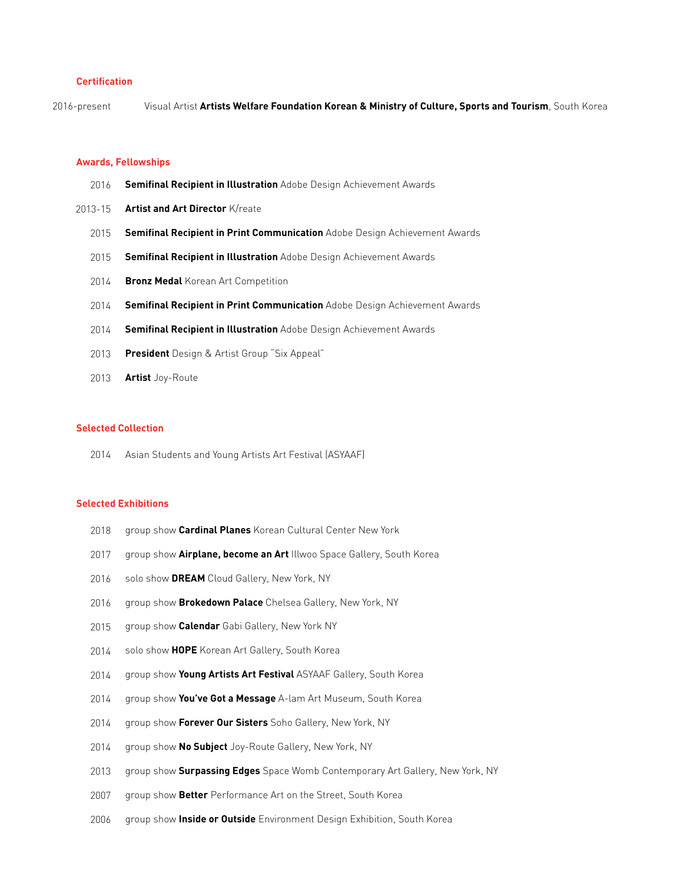## Certification

2016-present Visual Artist **Artists Welfare Foundation Korean & Ministry of Culture, Sports and Tourism**, South Korea

## Awards, Fellowships

2016 **Semifinal Recipient in Illustration** Adobe Design Achievement Awards

2013-15 **Artist and Art Director** K/reate

2015 **Semifinal Recipient in Print Communication** Adobe Design Achievement Awards

2015 **Semifinal Recipient in Illustration** Adobe Design Achievement Awards

2014 **Bronz Medal** Korean Art Competition

2014 **Semifinal Recipient in Print Communication** Adobe Design Achievement Awards

2014 **Semifinal Recipient in Illustration** Adobe Design Achievement Awards

2013 **President** Design & Artist Group "Six Appeal"

2013 **Artist** Joy-Route

## Selected Collection

2014 Asian Students and Young Artists Art Festival (ASYAAF)

## Selected Exhibitions

2018 group show **Cardinal Planes** Korean Cultural Center New York

2017 group show **Airplane, become an Art** Illwoo Space Gallery, South Korea

2016 solo show **DREAM** Cloud Gallery, New York, NY

2016 group show **Brokedown Palace** Chelsea Gallery, New York, NY

2015 group show **Calendar** Gabi Gallery, New York NY

2014 solo show **HOPE** Korean Art Gallery, South Korea

2014 group show **Young Artists Art Festival** ASYAAF Gallery, South Korea

2014 group show **You've Got a Message** A-lam Art Museum, South Korea

2014 group show **Forever Our Sisters** Soho Gallery, New York, NY

2014 group show **No Subject** Joy-Route Gallery, New York, NY

2013 group show **Surpassing Edges** Space Womb Contemporary Art Gallery, New York, NY

2007 group show **Better** Performance Art on the Street, South Korea

2006 group show **Inside or Outside** Environment Design Exhibition, South Korea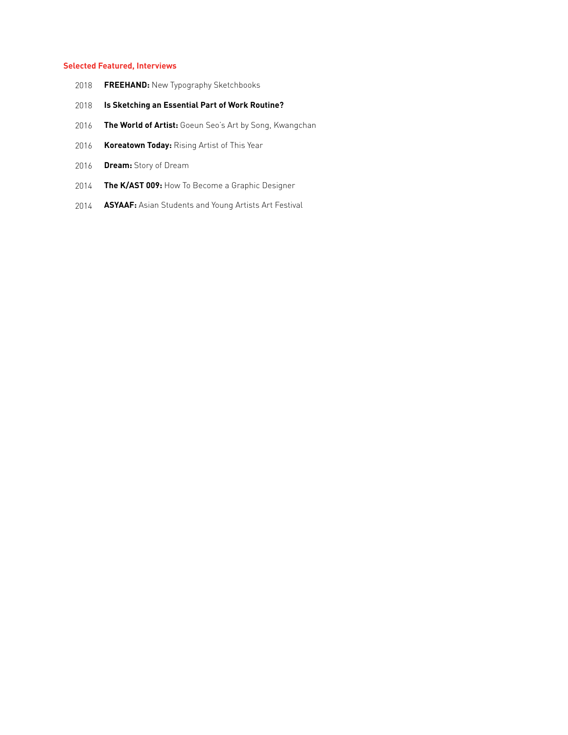### Selected Featured, Interviews

- 2018 **FREEHAND:** New Typography Sketchbooks
- 2018 **Is Sketching an Essential Part of Work Routine?**
- 2016 **The World of Artist:** Goeun Seo's Art by Song, Kwangchan
- 2016 **Koreatown Today:** Rising Artist of This Year
- 2016 **Dream:** Story of Dream
- 2014 **The K/AST 009:** How To Become a Graphic Designer
- 2014 **ASYAAF:** Asian Students and Young Artists Art Festival